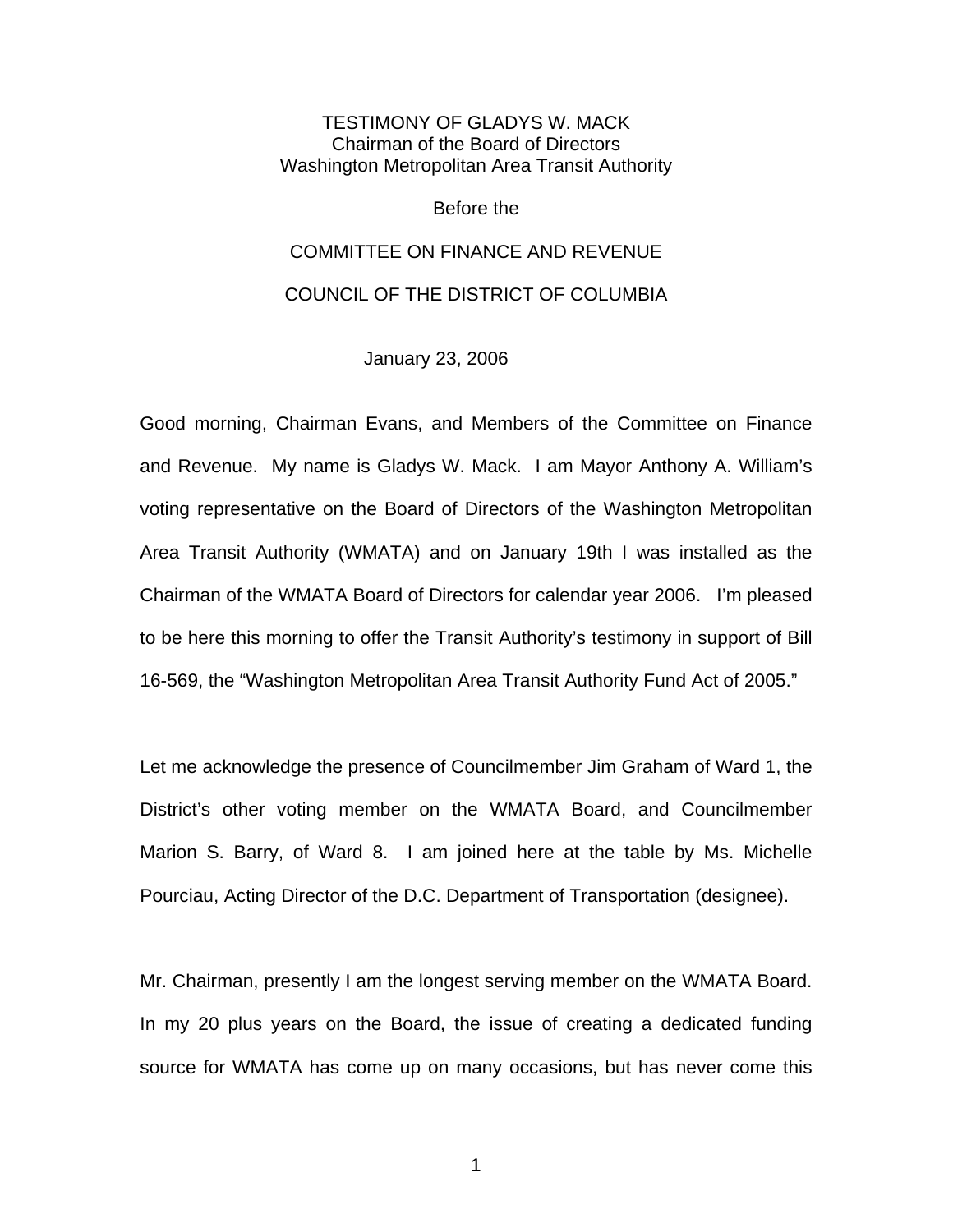# TESTIMONY OF GLADYS W. MACK
## Chairman of the Board of Directors
## Washington Metropolitan Area Transit Authority

Before the

## COMMITTEE ON FINANCE AND REVENUE

## COUNCIL OF THE DISTRICT OF COLUMBIA

January 23, 2006

Good morning, Chairman Evans, and Members of the Committee on Finance and Revenue. My name is Gladys W. Mack. I am Mayor Anthony A. William's voting representative on the Board of Directors of the Washington Metropolitan Area Transit Authority (WMATA) and on January 19th I was installed as the Chairman of the WMATA Board of Directors for calendar year 2006. I'm pleased to be here this morning to offer the Transit Authority's testimony in support of Bill 16-569, the "Washington Metropolitan Area Transit Authority Fund Act of 2005."

Let me acknowledge the presence of Councilmember Jim Graham of Ward 1, the District's other voting member on the WMATA Board, and Councilmember Marion S. Barry, of Ward 8. I am joined here at the table by Ms. Michelle Pourciau, Acting Director of the D.C. Department of Transportation (designee).

Mr. Chairman, presently I am the longest serving member on the WMATA Board. In my 20 plus years on the Board, the issue of creating a dedicated funding source for WMATA has come up on many occasions, but has never come this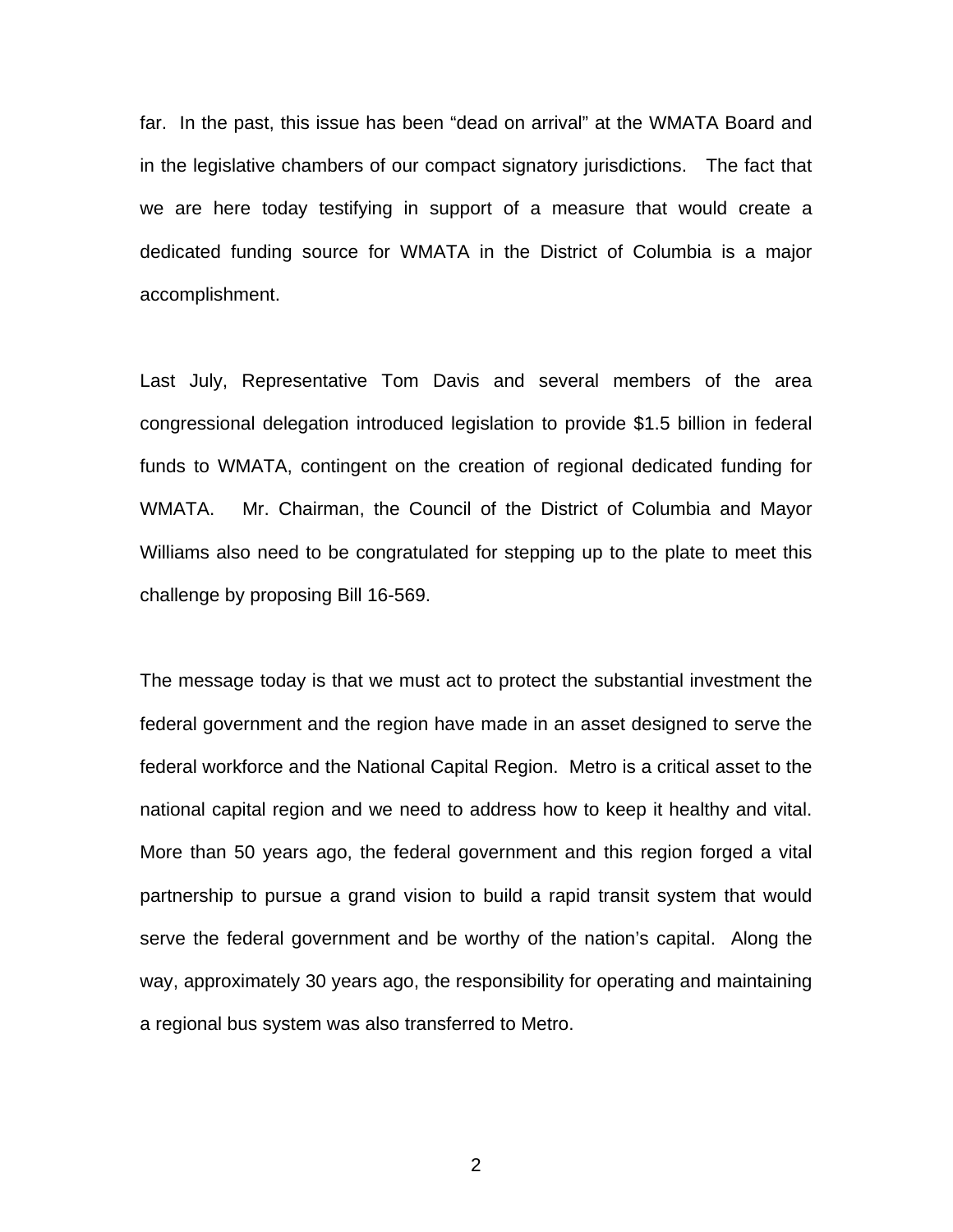far. In the past, this issue has been "dead on arrival" at the WMATA Board and in the legislative chambers of our compact signatory jurisdictions. The fact that we are here today testifying in support of a measure that would create a dedicated funding source for WMATA in the District of Columbia is a major accomplishment.

Last July, Representative Tom Davis and several members of the area congressional delegation introduced legislation to provide $1.5 billion in federal funds to WMATA, contingent on the creation of regional dedicated funding for WMATA. Mr. Chairman, the Council of the District of Columbia and Mayor Williams also need to be congratulated for stepping up to the plate to meet this challenge by proposing Bill 16-569.

The message today is that we must act to protect the substantial investment the federal government and the region have made in an asset designed to serve the federal workforce and the National Capital Region. Metro is a critical asset to the national capital region and we need to address how to keep it healthy and vital. More than 50 years ago, the federal government and this region forged a vital partnership to pursue a grand vision to build a rapid transit system that would serve the federal government and be worthy of the nation's capital. Along the way, approximately 30 years ago, the responsibility for operating and maintaining a regional bus system was also transferred to Metro.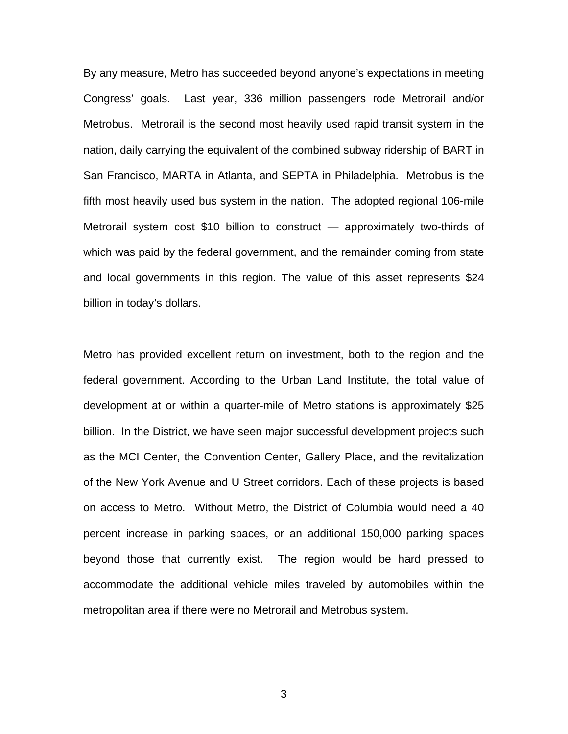By any measure, Metro has succeeded beyond anyone's expectations in meeting Congress' goals. Last year, 336 million passengers rode Metrorail and/or Metrobus. Metrorail is the second most heavily used rapid transit system in the nation, daily carrying the equivalent of the combined subway ridership of BART in San Francisco, MARTA in Atlanta, and SEPTA in Philadelphia. Metrobus is the fifth most heavily used bus system in the nation. The adopted regional 106-mile Metrorail system cost $10 billion to construct — approximately two-thirds of which was paid by the federal government, and the remainder coming from state and local governments in this region. The value of this asset represents $24 billion in today's dollars.

Metro has provided excellent return on investment, both to the region and the federal government. According to the Urban Land Institute, the total value of development at or within a quarter-mile of Metro stations is approximately $25 billion. In the District, we have seen major successful development projects such as the MCI Center, the Convention Center, Gallery Place, and the revitalization of the New York Avenue and U Street corridors. Each of these projects is based on access to Metro. Without Metro, the District of Columbia would need a 40 percent increase in parking spaces, or an additional 150,000 parking spaces beyond those that currently exist. The region would be hard pressed to accommodate the additional vehicle miles traveled by automobiles within the metropolitan area if there were no Metrorail and Metrobus system.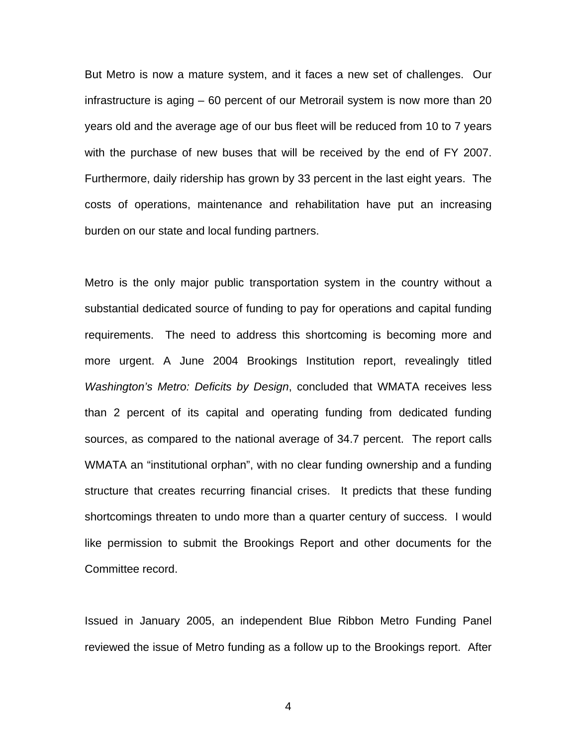But Metro is now a mature system, and it faces a new set of challenges. Our infrastructure is aging – 60 percent of our Metrorail system is now more than 20 years old and the average age of our bus fleet will be reduced from 10 to 7 years with the purchase of new buses that will be received by the end of FY 2007. Furthermore, daily ridership has grown by 33 percent in the last eight years. The costs of operations, maintenance and rehabilitation have put an increasing burden on our state and local funding partners.

Metro is the only major public transportation system in the country without a substantial dedicated source of funding to pay for operations and capital funding requirements. The need to address this shortcoming is becoming more and more urgent. A June 2004 Brookings Institution report, revealingly titled *Washington's Metro: Deficits by Design*, concluded that WMATA receives less than 2 percent of its capital and operating funding from dedicated funding sources, as compared to the national average of 34.7 percent. The report calls WMATA an "institutional orphan", with no clear funding ownership and a funding structure that creates recurring financial crises. It predicts that these funding shortcomings threaten to undo more than a quarter century of success. I would like permission to submit the Brookings Report and other documents for the Committee record.

Issued in January 2005, an independent Blue Ribbon Metro Funding Panel reviewed the issue of Metro funding as a follow up to the Brookings report. After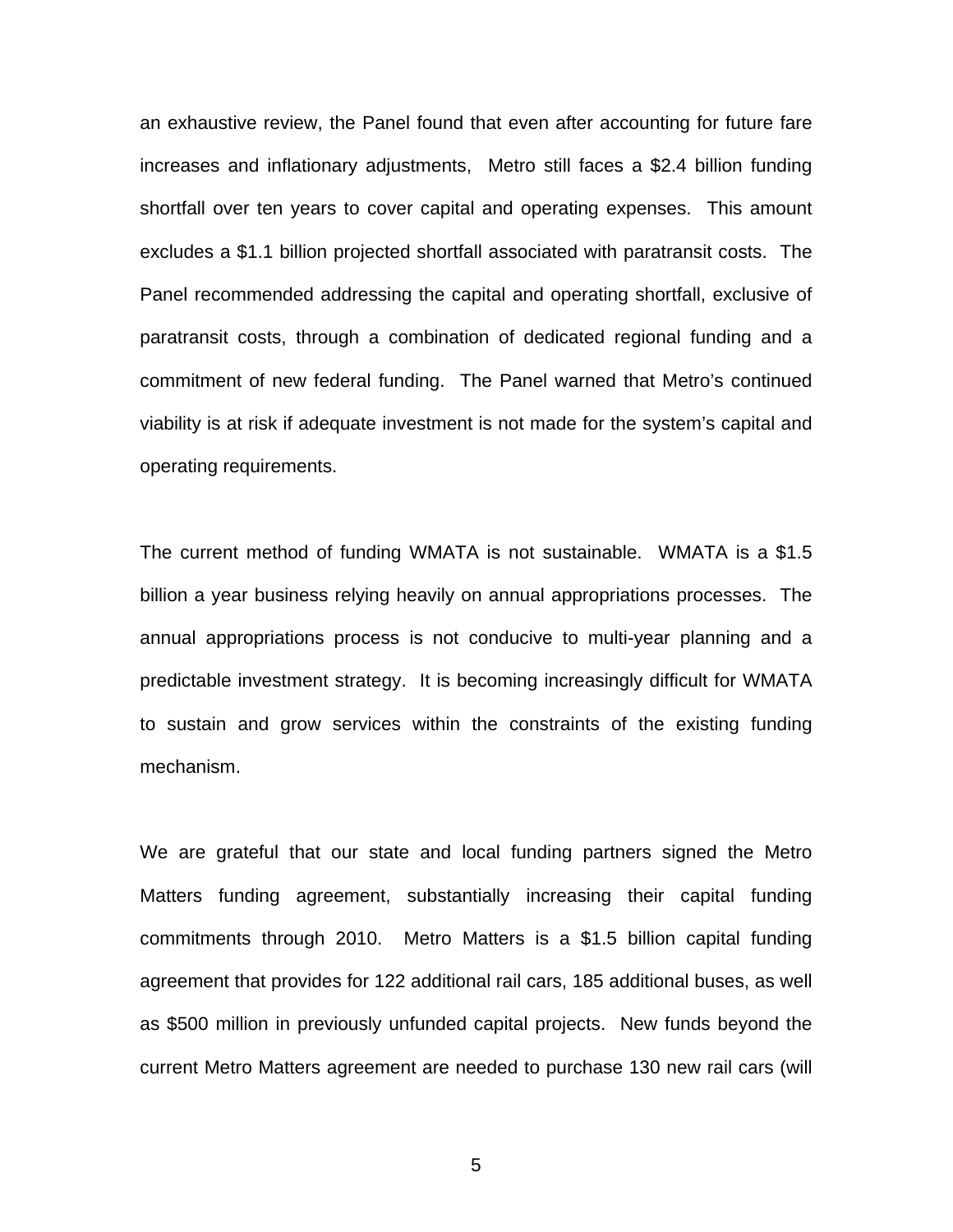an exhaustive review, the Panel found that even after accounting for future fare increases and inflationary adjustments, Metro still faces a $2.4 billion funding shortfall over ten years to cover capital and operating expenses. This amount excludes a $1.1 billion projected shortfall associated with paratransit costs. The Panel recommended addressing the capital and operating shortfall, exclusive of paratransit costs, through a combination of dedicated regional funding and a commitment of new federal funding. The Panel warned that Metro's continued viability is at risk if adequate investment is not made for the system's capital and operating requirements.

The current method of funding WMATA is not sustainable. WMATA is a $1.5 billion a year business relying heavily on annual appropriations processes. The annual appropriations process is not conducive to multi-year planning and a predictable investment strategy. It is becoming increasingly difficult for WMATA to sustain and grow services within the constraints of the existing funding mechanism.

We are grateful that our state and local funding partners signed the Metro Matters funding agreement, substantially increasing their capital funding commitments through 2010. Metro Matters is a $1.5 billion capital funding agreement that provides for 122 additional rail cars, 185 additional buses, as well as $500 million in previously unfunded capital projects. New funds beyond the current Metro Matters agreement are needed to purchase 130 new rail cars (will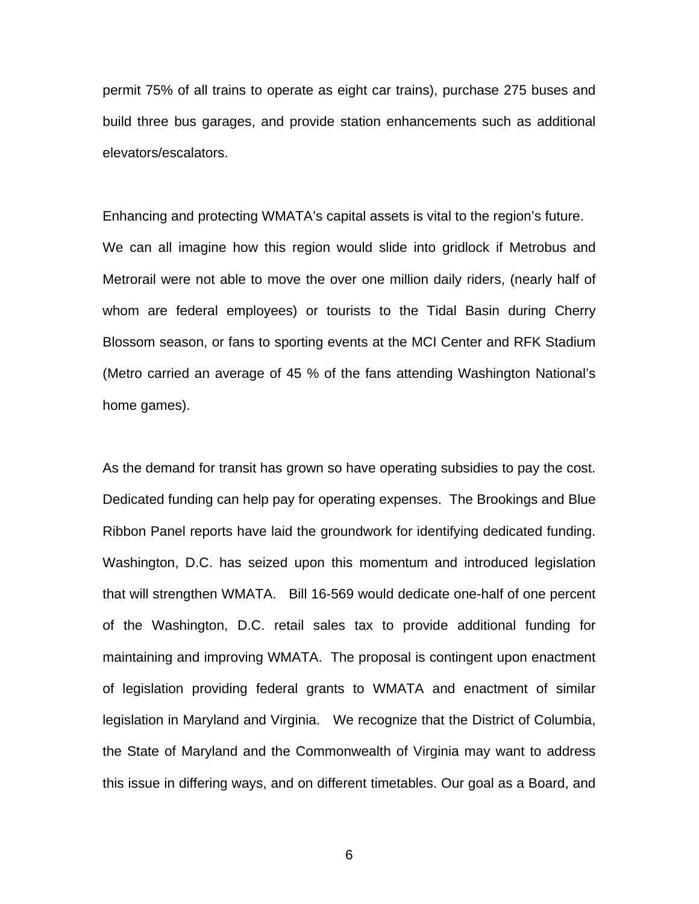permit 75% of all trains to operate as eight car trains), purchase 275 buses and build three bus garages, and provide station enhancements such as additional elevators/escalators.

Enhancing and protecting WMATA's capital assets is vital to the region's future. We can all imagine how this region would slide into gridlock if Metrobus and Metrorail were not able to move the over one million daily riders, (nearly half of whom are federal employees) or tourists to the Tidal Basin during Cherry Blossom season, or fans to sporting events at the MCI Center and RFK Stadium (Metro carried an average of 45 % of the fans attending Washington National's home games).

As the demand for transit has grown so have operating subsidies to pay the cost. Dedicated funding can help pay for operating expenses. The Brookings and Blue Ribbon Panel reports have laid the groundwork for identifying dedicated funding. Washington, D.C. has seized upon this momentum and introduced legislation that will strengthen WMATA. Bill 16-569 would dedicate one-half of one percent of the Washington, D.C. retail sales tax to provide additional funding for maintaining and improving WMATA. The proposal is contingent upon enactment of legislation providing federal grants to WMATA and enactment of similar legislation in Maryland and Virginia. We recognize that the District of Columbia, the State of Maryland and the Commonwealth of Virginia may want to address this issue in differing ways, and on different timetables. Our goal as a Board, and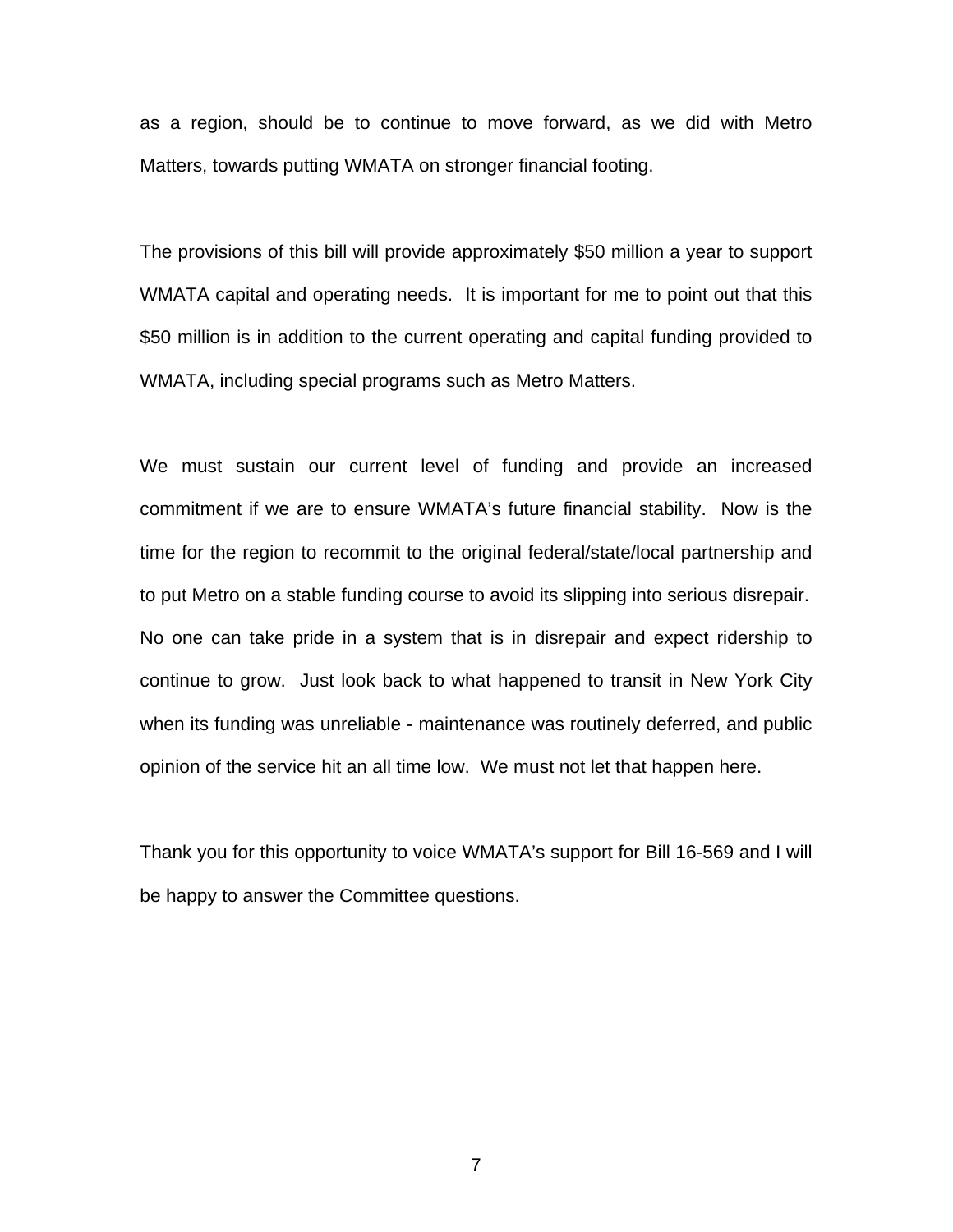as a region, should be to continue to move forward, as we did with Metro Matters, towards putting WMATA on stronger financial footing.

The provisions of this bill will provide approximately $50 million a year to support WMATA capital and operating needs. It is important for me to point out that this $50 million is in addition to the current operating and capital funding provided to WMATA, including special programs such as Metro Matters.

We must sustain our current level of funding and provide an increased commitment if we are to ensure WMATA's future financial stability. Now is the time for the region to recommit to the original federal/state/local partnership and to put Metro on a stable funding course to avoid its slipping into serious disrepair. No one can take pride in a system that is in disrepair and expect ridership to continue to grow. Just look back to what happened to transit in New York City when its funding was unreliable - maintenance was routinely deferred, and public opinion of the service hit an all time low. We must not let that happen here.

Thank you for this opportunity to voice WMATA's support for Bill 16-569 and I will be happy to answer the Committee questions.